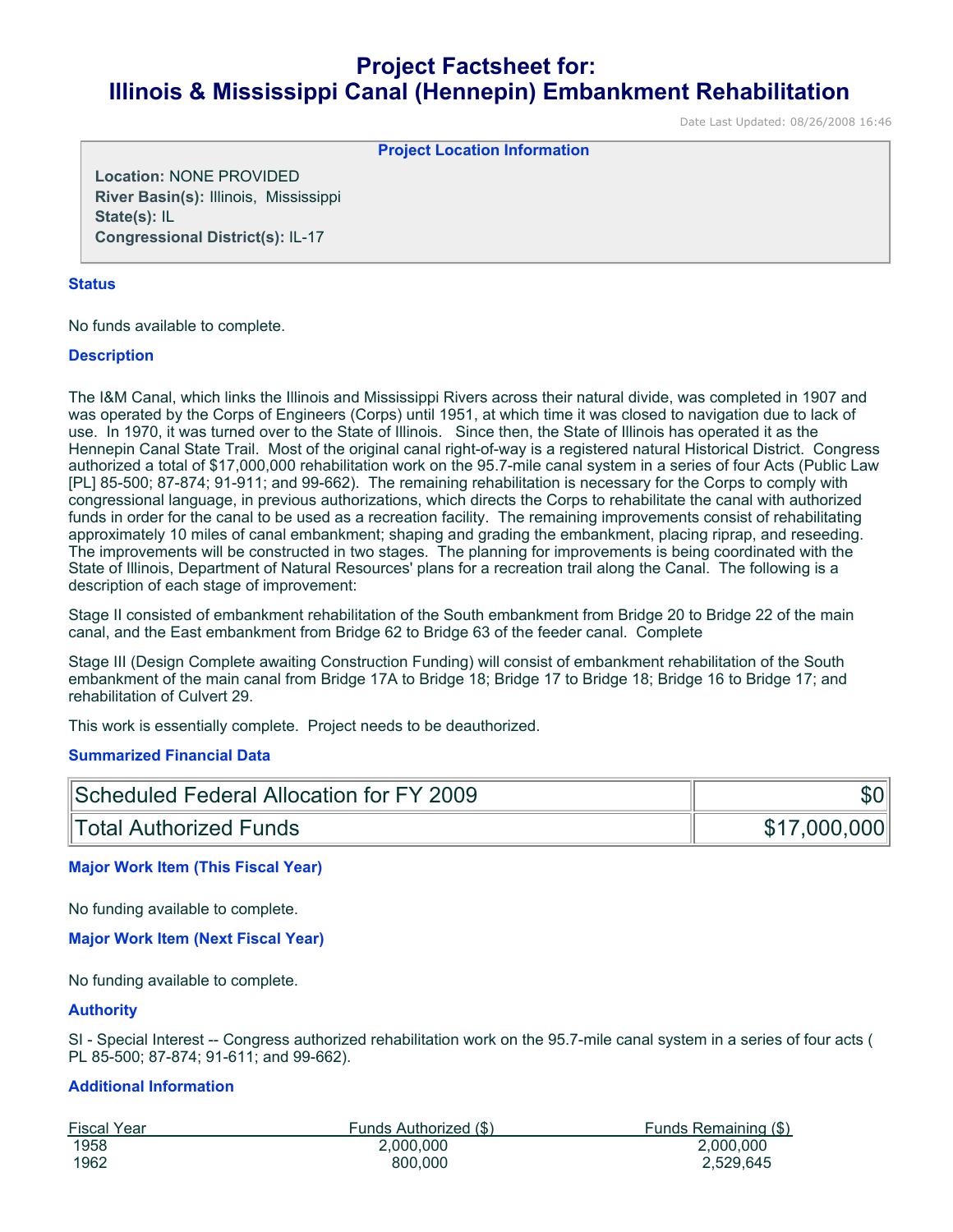# Project Factsheet for:
# Illinois & Mississippi Canal (Hennepin) Embankment Rehabilitation

Date Last Updated: 08/26/2008 16:46

**Project Location Information**

**Location:** NONE PROVIDED
**River Basin(s):** Illinois, Mississippi
**State(s):** IL
**Congressional District(s):** IL-17

### Status

No funds available to complete.

### Description

The I&M Canal, which links the Illinois and Mississippi Rivers across their natural divide, was completed in 1907 and was operated by the Corps of Engineers (Corps) until 1951, at which time it was closed to navigation due to lack of use. In 1970, it was turned over to the State of Illinois. Since then, the State of Illinois has operated it as the Hennepin Canal State Trail. Most of the original canal right-of-way is a registered natural Historical District. Congress authorized a total of $17,000,000 rehabilitation work on the 95.7-mile canal system in a series of four Acts (Public Law [PL] 85-500; 87-874; 91-911; and 99-662). The remaining rehabilitation is necessary for the Corps to comply with congressional language, in previous authorizations, which directs the Corps to rehabilitate the canal with authorized funds in order for the canal to be used as a recreation facility. The remaining improvements consist of rehabilitating approximately 10 miles of canal embankment; shaping and grading the embankment, placing riprap, and reseeding. The improvements will be constructed in two stages. The planning for improvements is being coordinated with the State of Illinois, Department of Natural Resources' plans for a recreation trail along the Canal. The following is a description of each stage of improvement:

Stage II consisted of embankment rehabilitation of the South embankment from Bridge 20 to Bridge 22 of the main canal, and the East embankment from Bridge 62 to Bridge 63 of the feeder canal. Complete

Stage III (Design Complete awaiting Construction Funding) will consist of embankment rehabilitation of the South embankment of the main canal from Bridge 17A to Bridge 18; Bridge 17 to Bridge 18; Bridge 16 to Bridge 17; and rehabilitation of Culvert 29.

This work is essentially complete. Project needs to be deauthorized.

### Summarized Financial Data

| | |
|---|---|
| Scheduled Federal Allocation for FY 2009 | $0 |
| Total Authorized Funds | $17,000,000 |

### Major Work Item (This Fiscal Year)

No funding available to complete.

### Major Work Item (Next Fiscal Year)

No funding available to complete.

### Authority

SI - Special Interest -- Congress authorized rehabilitation work on the 95.7-mile canal system in a series of four acts ( PL 85-500; 87-874; 91-611; and 99-662).

### Additional Information

| Fiscal Year | Funds Authorized ($) | Funds Remaining ($) |
|---|---|---|
| 1958 | 2,000,000 | 2,000,000 |
| 1962 | 800,000 | 2,529,645 |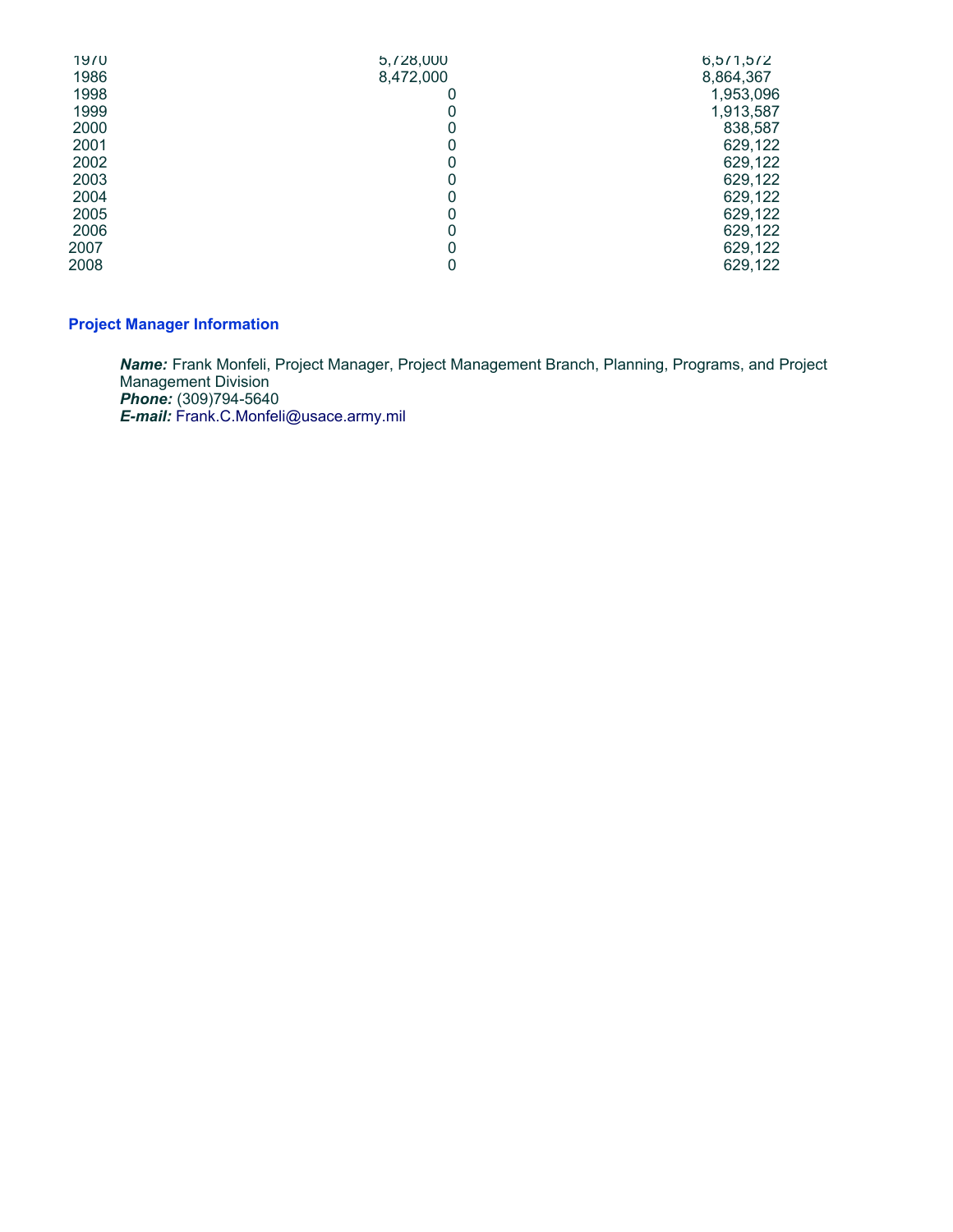| | | |
|---|---|---|
| 1970 | 5,728,000 | 6,571,572 |
| 1986 | 8,472,000 | 8,864,367 |
| 1998 | 0 | 1,953,096 |
| 1999 | 0 | 1,913,587 |
| 2000 | 0 | 838,587 |
| 2001 | 0 | 629,122 |
| 2002 | 0 | 629,122 |
| 2003 | 0 | 629,122 |
| 2004 | 0 | 629,122 |
| 2005 | 0 | 629,122 |
| 2006 | 0 | 629,122 |
| 2007 | 0 | 629,122 |
| 2008 | 0 | 629,122 |

**Project Manager Information**

***Name:*** Frank Monfeli, Project Manager, Project Management Branch, Planning, Programs, and Project Management Division
***Phone:*** (309)794-5640
***E-mail:*** Frank.C.Monfeli@usace.army.mil